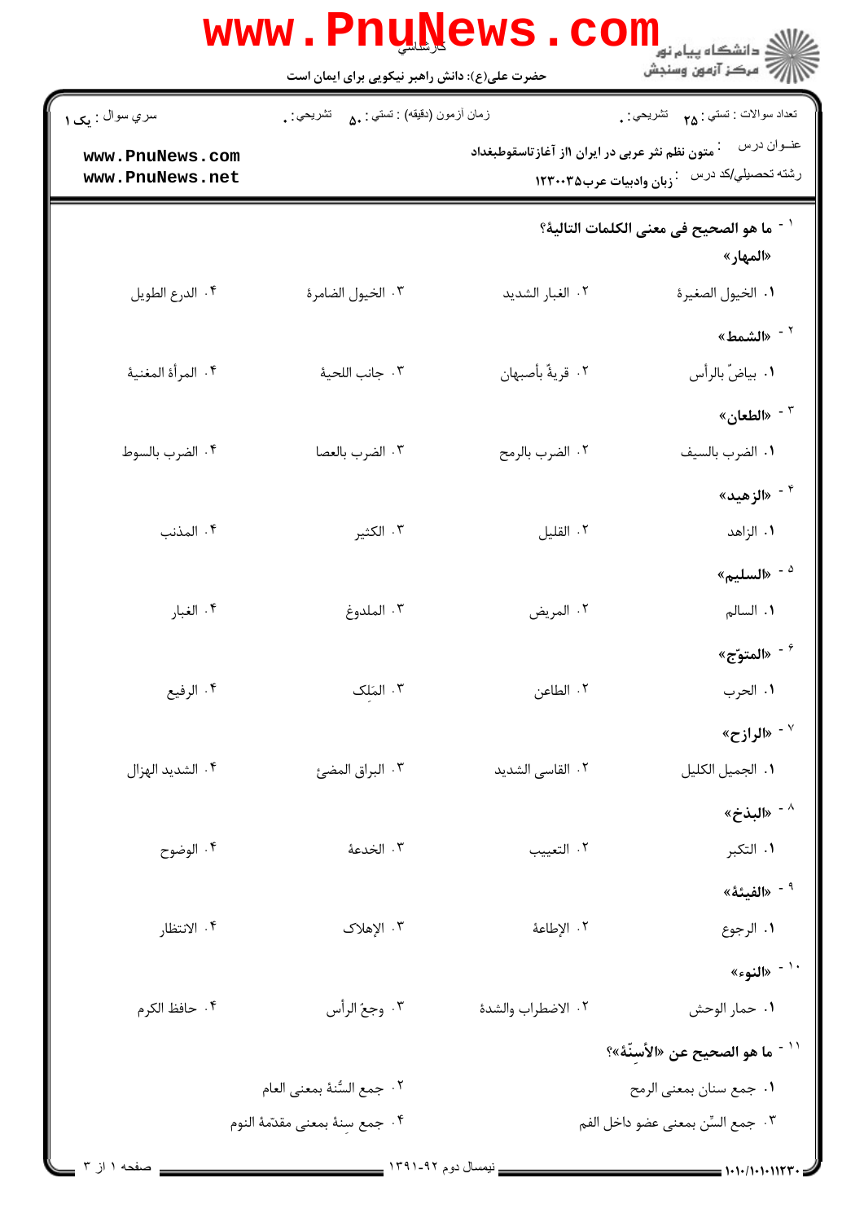کارشناسی

حضرت علی(ع): دانش راهبر نیکویی برای ایمان است

دانشگاه پیام نور
مرکز آزمون وسنجش

تعداد سوالات : تستی : ۲۵ تشریحی : ۰ | زمان آزمون (دقیقه) : تستی : ۵۰ تشریحی : ۰ | سری سوال : یک ۱

عنوان درس : متون نظم نثر عربی در ایران ۱از آغازتاسقوطبغداد

رشته تحصیلی/کد درس : زبان وادبیات عرب۱۲۳۰۰۳۵

۱- ما هو الصحيح في معنى الكلمات التالية؟

«المهار»

۱. الخيول الصغيرة
۲. الغبار الشديد
۳. الخيول الضامرة
۴. الدرع الطويل

۲- «الشمط»

۱. بياضٌ بالرأس
۲. قريةٌ بأصبهان
۳. جانب اللحية
۴. المرأة المغنية

۳- «الطعان»

۱. الضرب بالسيف
۲. الضرب بالرمح
۳. الضرب بالعصا
۴. الضرب بالسوط

۴- «الزهيد»

۱. الزاهد
۲. القليل
۳. الكثير
۴. المذنب

۵- «السليم»

۱. السالم
۲. المريض
۳. الملدوغ
۴. الغبار

۶- «المتوّج»

۱. الحرب
۲. الطاعن
۳. المَلِك
۴. الرفيع

۷- «الرازح»

۱. الجميل الكليل
۲. القاسي الشديد
۳. البراق المضئ
۴. الشديد الهزال

۸- «البذخ»

۱. التكبر
۲. التعييب
۳. الخدعة
۴. الوضوح

۹- «الفيئة»

۱. الرجوع
۲. الإطاعة
۳. الإهلاك
۴. الانتظار

۱۰- «النوء»

۱. حمار الوحش
۲. الاضطراب والشدة
۳. وجعُ الرأس
۴. حافظ الكرم

۱۱- ما هو الصحيح عن «الأسنّة»؟

۱. جمع سنان بمعنى الرمح
۲. جمع السُّنة بمعنى العام
۳. جمع السِّن بمعنى عضو داخل الفم
۴. جمع سِنة بمعنى مقدّمة النوم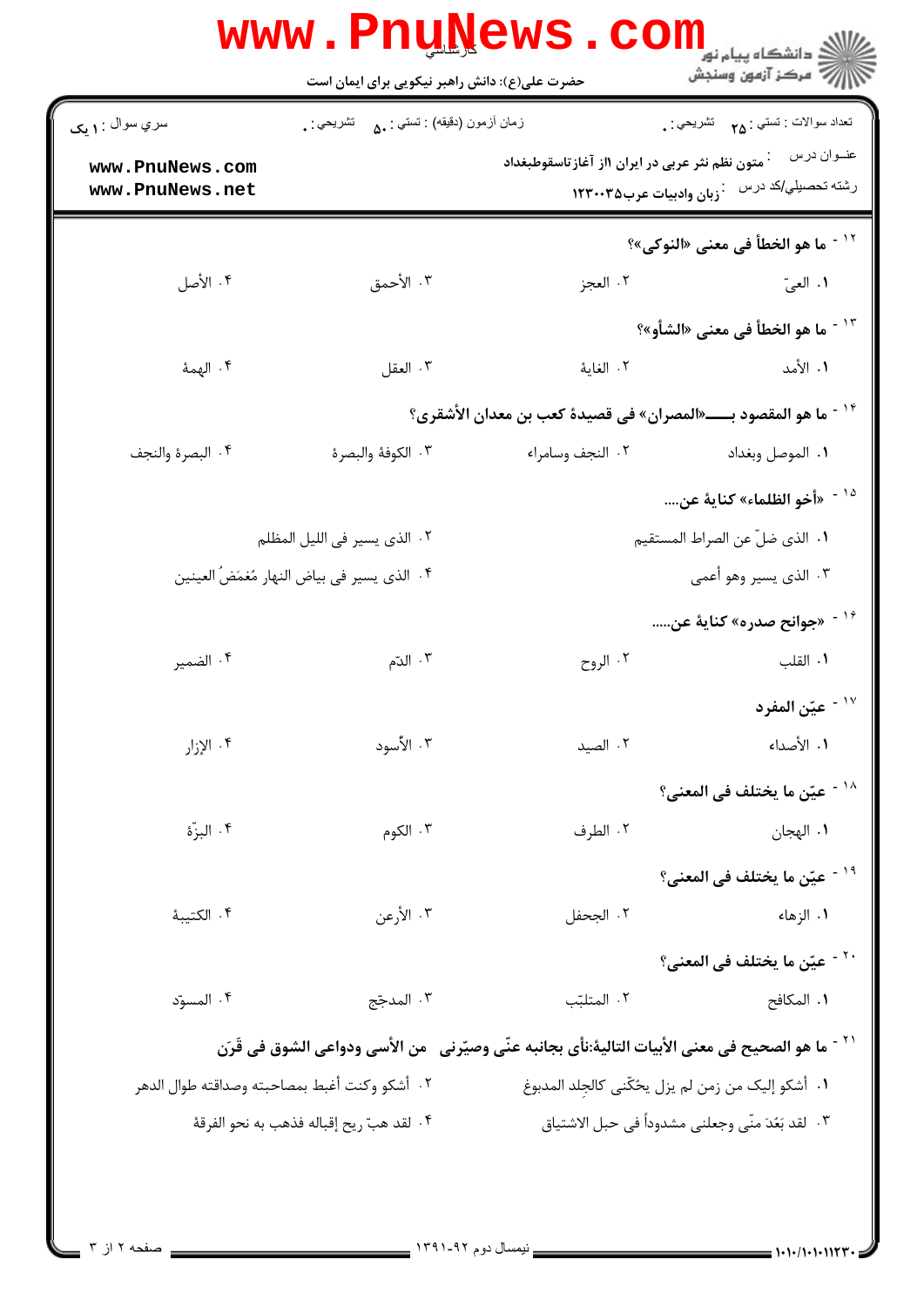تعداد سوالات : تستي : ۲۵ تشريحي : ۰ | زمان آزمون (دقيقه) : تستي : ۵۰ تشريحي : ۰ | سري سوال : ۱ یک

عنوان درس : متون نظم نثر عربی در ایران ۱از آغازتاسقوطبغداد

رشته تحصيلي/کد درس : زبان وادبيات عرب۱۲۳۰۰۳۵

۱۲- ما هو الخطأ فی معنی «النوکی»؟

۱. العیّ ۲. العجز ۳. الأحمق ۴. الأصل

۱۳- ما هو الخطأ فی معنی «الشأو»؟

۱. الأمد ۲. الغایة ۳. العقل ۴. الهمة

۱۴- ما هو المقصود بـــــ«المصران» فی قصیدة کعب بن معدان الأشقری؟

۱. الموصل وبغداد ۲. النجف وسامراء ۳. الکوفة والبصرة ۴. البصرة والنجف

۱۵- «أخو الظلماء» کنایة عن....

۱. الذی ضلّ عن الصراط المستقیم

۲. الذی یسیر فی اللیل المظلم

۳. الذی یسیر وهو أعمی

۴. الذی یسیر فی بیاض النهار مُغمَضُ العینین

۱۶- «جوانح صدره» کنایة عن.....

۱. القلب ۲. الروح ۳. الدّم ۴. الضمیر

۱۷- عیّن المفرد

۱. الأصداء ۲. الصید ۳. الأسود ۴. الإزار

۱۸- عیّن ما یختلف فی المعنی؟

۱. الهجان ۲. الطرف ۳. الکوم ۴. البزّة

۱۹- عیّن ما یختلف فی المعنی؟

۱. الزهاء ۲. الجحفل ۳. الأرعن ۴. الکتیبة

۲۰- عیّن ما یختلف فی المعنی؟

۱. المکافح ۲. المتلبّب ۳. المدجّج ۴. المسوّد

۲۱- ما هو الصحیح فی معنی الأبیات التالیة:نأی بجانبه عنّی وصیّرنی من الأسی ودواعی الشوق فی قَرَن

۱. أشکو إلیک من زمن لم یزل یحَکّنی کالجِلد المدبوغ

۲. أشکو وکنت أغبط بمصاحبته وصداقته طوال الدهر

۳. لقد بَعُدَ منّی وجعلنی مشدوداً فی حبل الاشتیاق

۴. لقد هبّ ریح إقباله فذهب به نحو الفرقة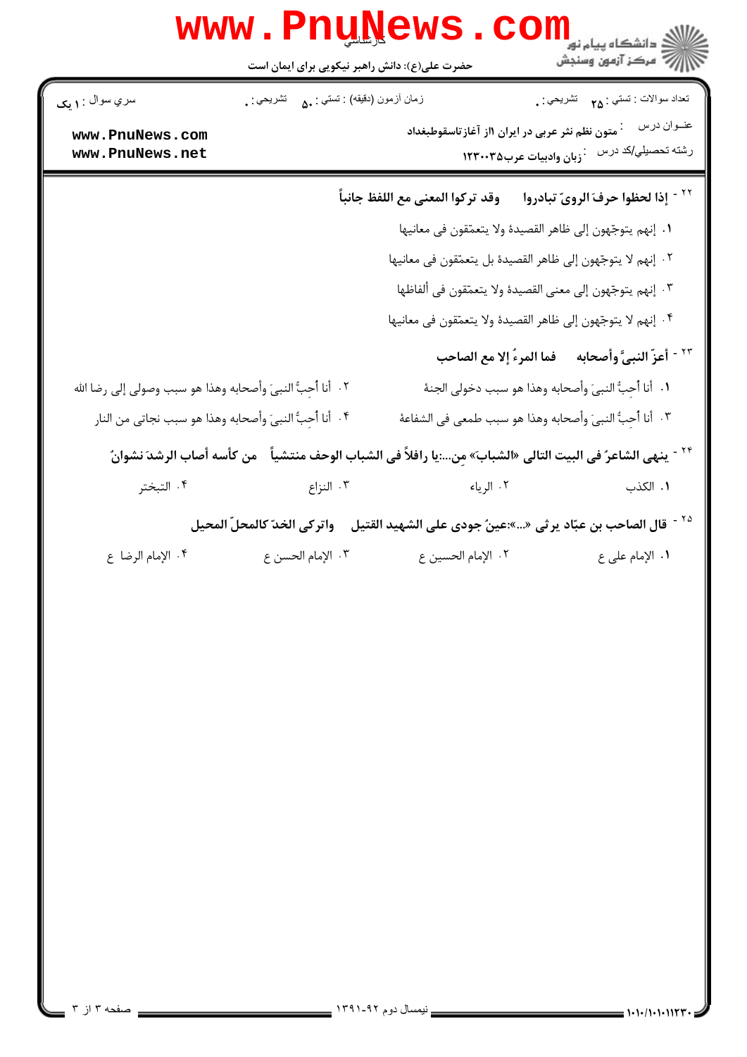۲۲ - **إذا لحظوا حرفَ الرويّ تبادروا وقد تركوا المعنى مع اللفظ جانباً**

۱. إنهم يتوجّهون إلى ظاهر القصيدة ولا يتعمّقون فی معانیها

۲. إنهم لا يتوجّهون إلى ظاهر القصيدة بل يتعمّقون فی معانیها

۳. إنهم يتوجّهون إلى معنى القصيدة ولا يتعمّقون فی ألفاظها

۴. إنهم لا يتوجّهون إلى ظاهر القصيدة ولا يتعمّقون فی معانیها

۲۳ - **أعزّ النبیَّ وأصحابه فما المرءُ إلا مع الصاحب**

۱. أنا أحِبُّ النبیَ وأصحابه وهذا هو سبب دخولی الجنة

۲. أنا أحِبُّ النبیَ وأصحابه وهذا هو سبب وصولی إلى رضا الله

۳. أنا أحِبُّ النبیَ وأصحابه وهذا هو سبب طمعی فی الشفاعة

۴. أنا أحِبُّ النبیَ وأصحابه وهذا هو سبب نجاتی من النار

۲۴ - **ينهى الشاعرُ فی البيت التالی «الشباب» مِن...:يا رافلاً فی الشباب الوحف منتشياً من كأسه أصاب الرشدَ نشوانُ**

۱. الكذب

۲. الرياء

۳. النزاع

۴. التبختر

۲۵ - **قال الصاحب بن عبّاد يرثی «...»:عينُ جودی على الشهيد القتيل واتركی الخدّ كالمحلّ المحيل**

۱. الإمام علی ع

۲. الإمام الحسين ع

۳. الإمام الحسن ع

۴. الإمام الرضا ع